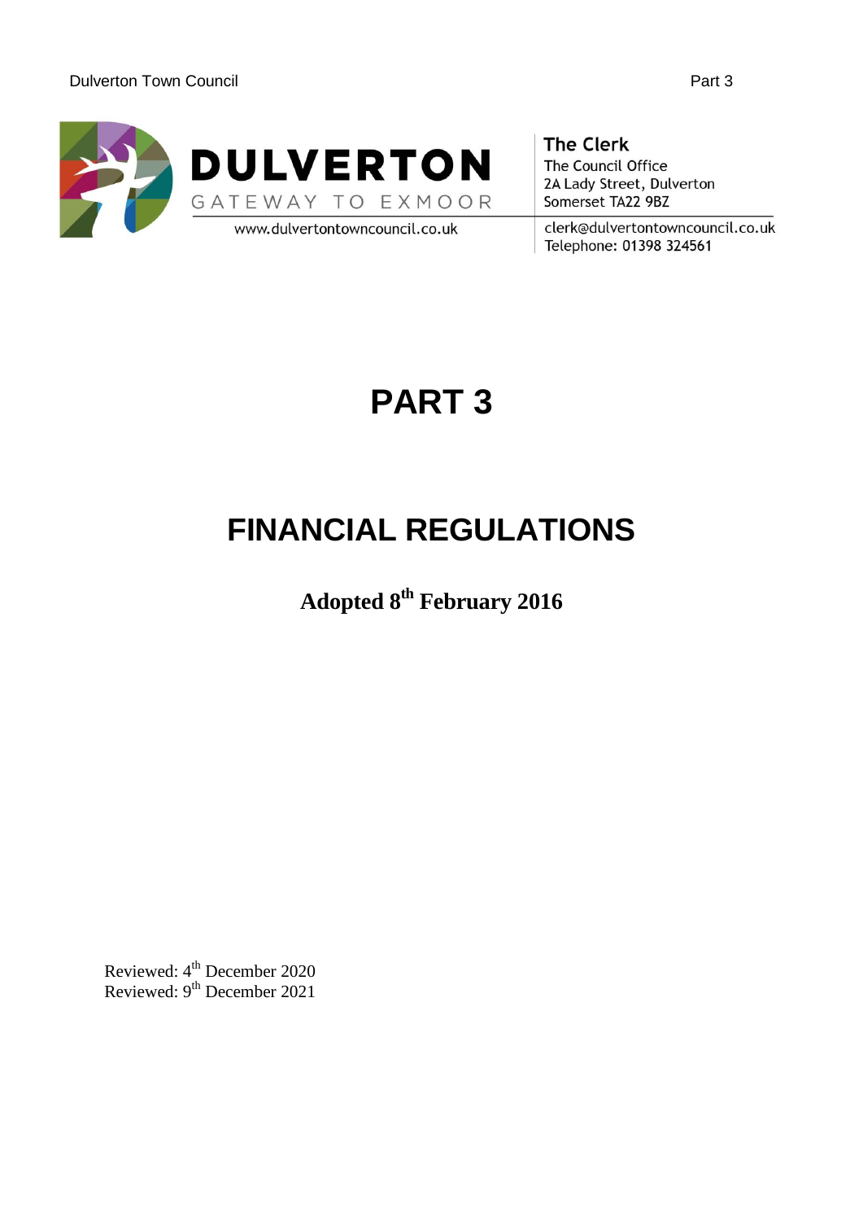**DULVERTON**

GATEWAY TO EXMOOR

www.dulvertontowncouncil.co.uk

**The Clerk**
The Council Office
2A Lady Street, Dulverton
Somerset TA22 9BZ

clerk@dulvertontowncouncil.co.uk
Telephone: 01398 324561

# PART 3

# FINANCIAL REGULATIONS

**Adopted 8th February 2016**

Reviewed: 4th December 2020
Reviewed: 9th December 2021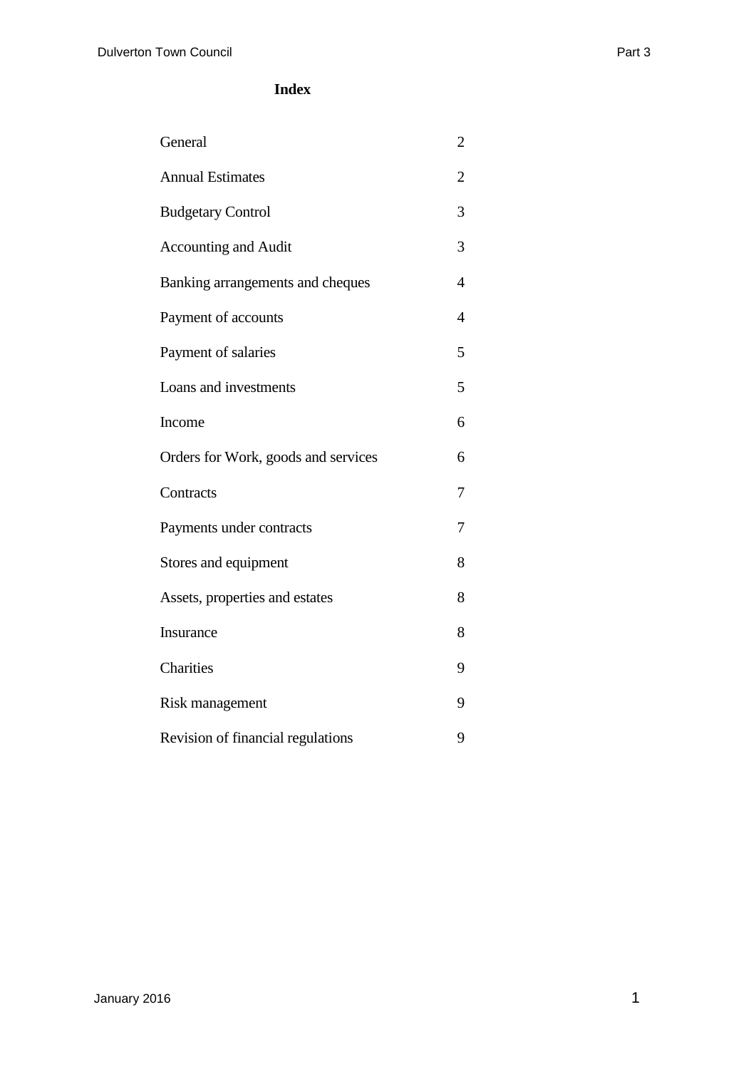# Index

| | |
|---|---|
| General | 2 |
| Annual Estimates | 2 |
| Budgetary Control | 3 |
| Accounting and Audit | 3 |
| Banking arrangements and cheques | 4 |
| Payment of accounts | 4 |
| Payment of salaries | 5 |
| Loans and investments | 5 |
| Income | 6 |
| Orders for Work, goods and services | 6 |
| Contracts | 7 |
| Payments under contracts | 7 |
| Stores and equipment | 8 |
| Assets, properties and estates | 8 |
| Insurance | 8 |
| Charities | 9 |
| Risk management | 9 |
| Revision of financial regulations | 9 |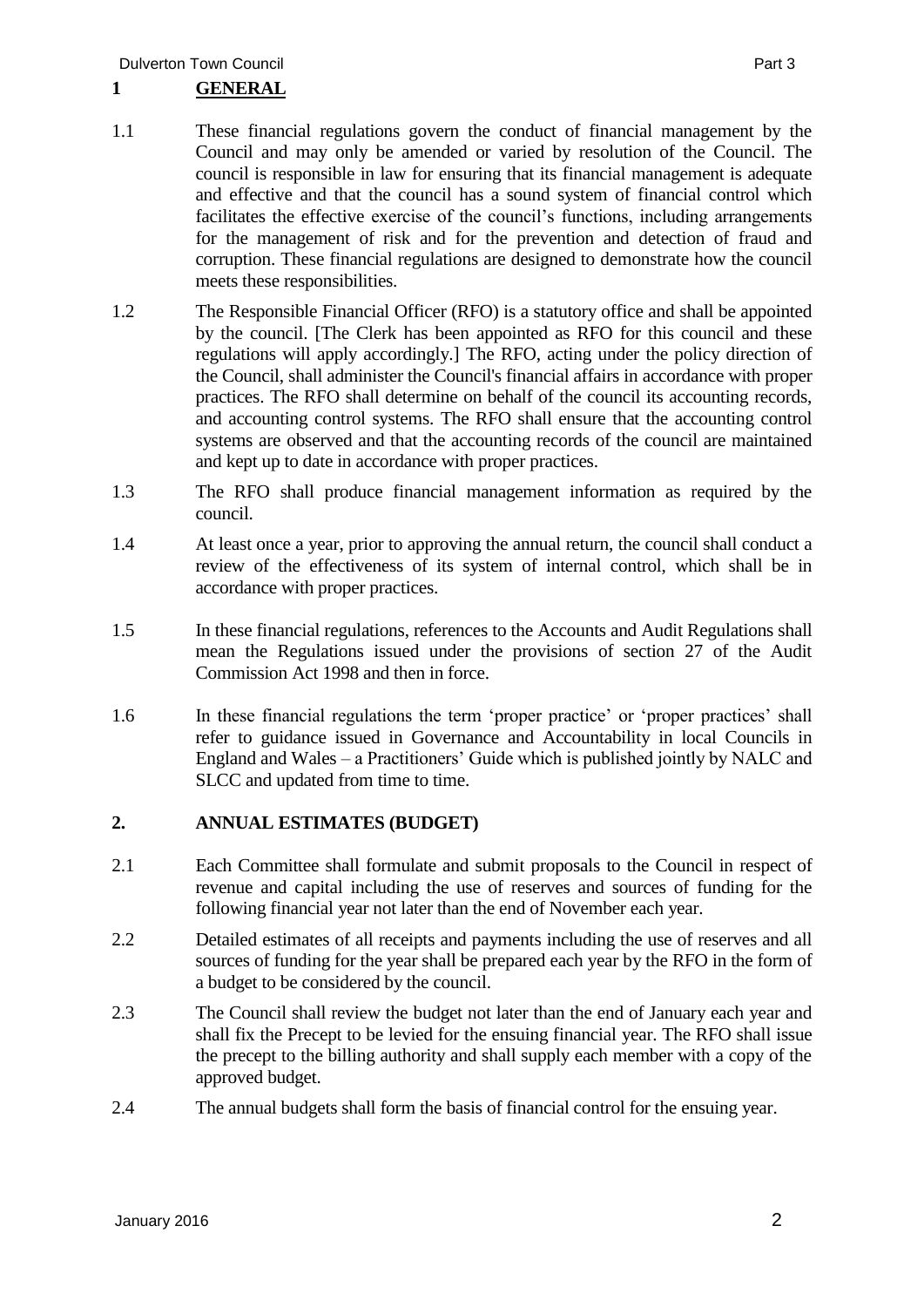## 1 GENERAL

1.1 These financial regulations govern the conduct of financial management by the Council and may only be amended or varied by resolution of the Council. The council is responsible in law for ensuring that its financial management is adequate and effective and that the council has a sound system of financial control which facilitates the effective exercise of the council's functions, including arrangements for the management of risk and for the prevention and detection of fraud and corruption. These financial regulations are designed to demonstrate how the council meets these responsibilities.

1.2 The Responsible Financial Officer (RFO) is a statutory office and shall be appointed by the council. [The Clerk has been appointed as RFO for this council and these regulations will apply accordingly.] The RFO, acting under the policy direction of the Council, shall administer the Council's financial affairs in accordance with proper practices. The RFO shall determine on behalf of the council its accounting records, and accounting control systems. The RFO shall ensure that the accounting control systems are observed and that the accounting records of the council are maintained and kept up to date in accordance with proper practices.

1.3 The RFO shall produce financial management information as required by the council.

1.4 At least once a year, prior to approving the annual return, the council shall conduct a review of the effectiveness of its system of internal control, which shall be in accordance with proper practices.

1.5 In these financial regulations, references to the Accounts and Audit Regulations shall mean the Regulations issued under the provisions of section 27 of the Audit Commission Act 1998 and then in force.

1.6 In these financial regulations the term 'proper practice' or 'proper practices' shall refer to guidance issued in Governance and Accountability in local Councils in England and Wales – a Practitioners' Guide which is published jointly by NALC and SLCC and updated from time to time.

## 2. ANNUAL ESTIMATES (BUDGET)

2.1 Each Committee shall formulate and submit proposals to the Council in respect of revenue and capital including the use of reserves and sources of funding for the following financial year not later than the end of November each year.

2.2 Detailed estimates of all receipts and payments including the use of reserves and all sources of funding for the year shall be prepared each year by the RFO in the form of a budget to be considered by the council.

2.3 The Council shall review the budget not later than the end of January each year and shall fix the Precept to be levied for the ensuing financial year. The RFO shall issue the precept to the billing authority and shall supply each member with a copy of the approved budget.

2.4 The annual budgets shall form the basis of financial control for the ensuing year.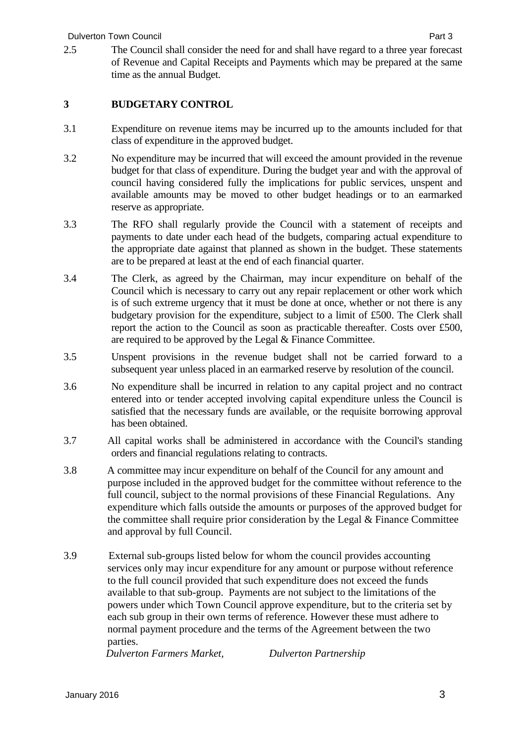2.5 The Council shall consider the need for and shall have regard to a three year forecast of Revenue and Capital Receipts and Payments which may be prepared at the same time as the annual Budget.

## 3 BUDGETARY CONTROL

3.1 Expenditure on revenue items may be incurred up to the amounts included for that class of expenditure in the approved budget.

3.2 No expenditure may be incurred that will exceed the amount provided in the revenue budget for that class of expenditure. During the budget year and with the approval of council having considered fully the implications for public services, unspent and available amounts may be moved to other budget headings or to an earmarked reserve as appropriate.

3.3 The RFO shall regularly provide the Council with a statement of receipts and payments to date under each head of the budgets, comparing actual expenditure to the appropriate date against that planned as shown in the budget. These statements are to be prepared at least at the end of each financial quarter.

3.4 The Clerk, as agreed by the Chairman, may incur expenditure on behalf of the Council which is necessary to carry out any repair replacement or other work which is of such extreme urgency that it must be done at once, whether or not there is any budgetary provision for the expenditure, subject to a limit of £500. The Clerk shall report the action to the Council as soon as practicable thereafter. Costs over £500, are required to be approved by the Legal & Finance Committee.

3.5 Unspent provisions in the revenue budget shall not be carried forward to a subsequent year unless placed in an earmarked reserve by resolution of the council.

3.6 No expenditure shall be incurred in relation to any capital project and no contract entered into or tender accepted involving capital expenditure unless the Council is satisfied that the necessary funds are available, or the requisite borrowing approval has been obtained.

3.7 All capital works shall be administered in accordance with the Council's standing orders and financial regulations relating to contracts.

3.8 A committee may incur expenditure on behalf of the Council for any amount and purpose included in the approved budget for the committee without reference to the full council, subject to the normal provisions of these Financial Regulations. Any expenditure which falls outside the amounts or purposes of the approved budget for the committee shall require prior consideration by the Legal & Finance Committee and approval by full Council.

3.9 External sub-groups listed below for whom the council provides accounting services only may incur expenditure for any amount or purpose without reference to the full council provided that such expenditure does not exceed the funds available to that sub-group. Payments are not subject to the limitations of the powers under which Town Council approve expenditure, but to the criteria set by each sub group in their own terms of reference. However these must adhere to normal payment procedure and the terms of the Agreement between the two parties.

*Dulverton Farmers Market,* *Dulverton Partnership*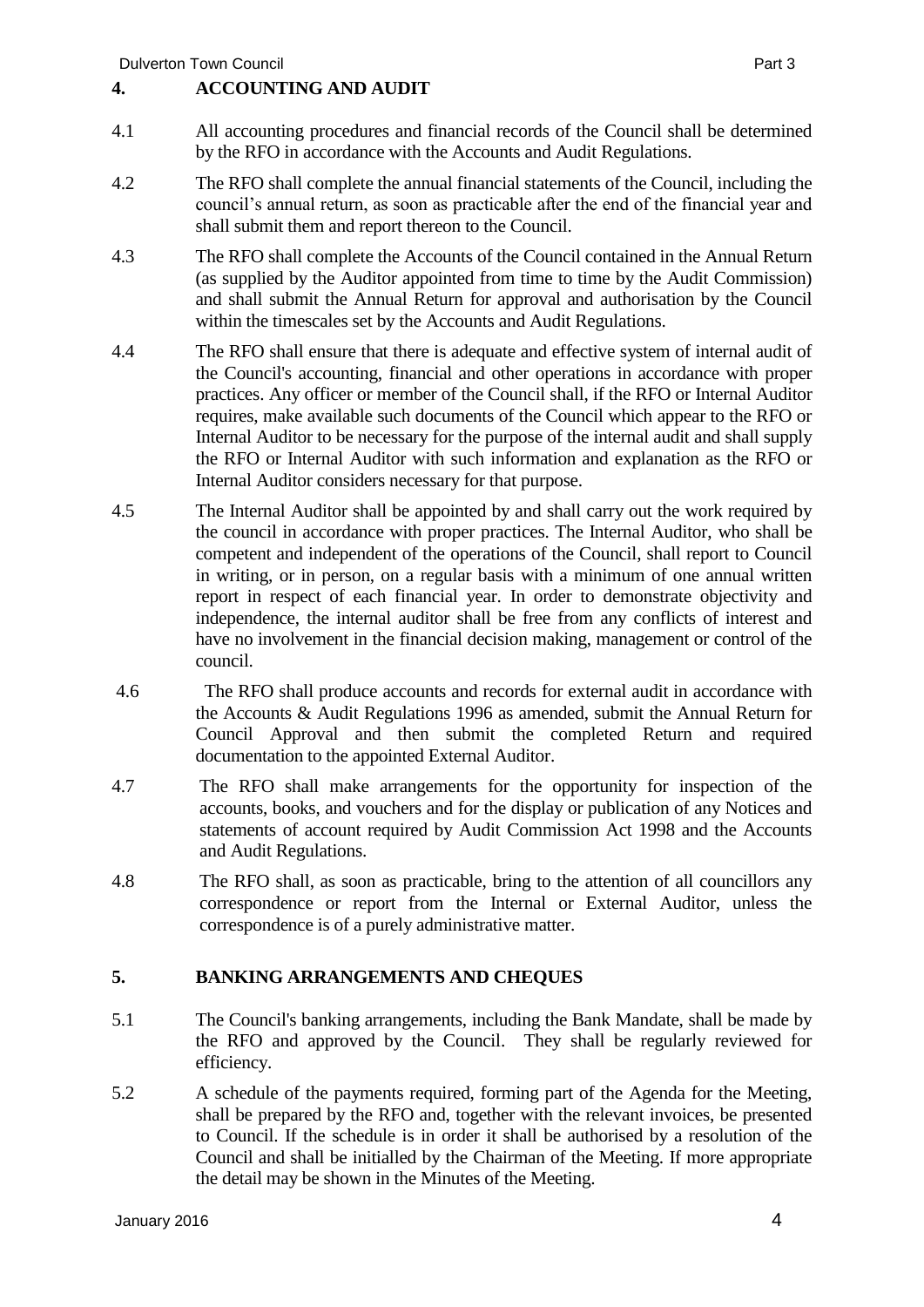## 4. ACCOUNTING AND AUDIT

4.1 All accounting procedures and financial records of the Council shall be determined by the RFO in accordance with the Accounts and Audit Regulations.

4.2 The RFO shall complete the annual financial statements of the Council, including the council's annual return, as soon as practicable after the end of the financial year and shall submit them and report thereon to the Council.

4.3 The RFO shall complete the Accounts of the Council contained in the Annual Return (as supplied by the Auditor appointed from time to time by the Audit Commission) and shall submit the Annual Return for approval and authorisation by the Council within the timescales set by the Accounts and Audit Regulations.

4.4 The RFO shall ensure that there is adequate and effective system of internal audit of the Council's accounting, financial and other operations in accordance with proper practices. Any officer or member of the Council shall, if the RFO or Internal Auditor requires, make available such documents of the Council which appear to the RFO or Internal Auditor to be necessary for the purpose of the internal audit and shall supply the RFO or Internal Auditor with such information and explanation as the RFO or Internal Auditor considers necessary for that purpose.

4.5 The Internal Auditor shall be appointed by and shall carry out the work required by the council in accordance with proper practices. The Internal Auditor, who shall be competent and independent of the operations of the Council, shall report to Council in writing, or in person, on a regular basis with a minimum of one annual written report in respect of each financial year. In order to demonstrate objectivity and independence, the internal auditor shall be free from any conflicts of interest and have no involvement in the financial decision making, management or control of the council.

4.6 The RFO shall produce accounts and records for external audit in accordance with the Accounts & Audit Regulations 1996 as amended, submit the Annual Return for Council Approval and then submit the completed Return and required documentation to the appointed External Auditor.

4.7 The RFO shall make arrangements for the opportunity for inspection of the accounts, books, and vouchers and for the display or publication of any Notices and statements of account required by Audit Commission Act 1998 and the Accounts and Audit Regulations.

4.8 The RFO shall, as soon as practicable, bring to the attention of all councillors any correspondence or report from the Internal or External Auditor, unless the correspondence is of a purely administrative matter.

## 5. BANKING ARRANGEMENTS AND CHEQUES

5.1 The Council's banking arrangements, including the Bank Mandate, shall be made by the RFO and approved by the Council. They shall be regularly reviewed for efficiency.

5.2 A schedule of the payments required, forming part of the Agenda for the Meeting, shall be prepared by the RFO and, together with the relevant invoices, be presented to Council. If the schedule is in order it shall be authorised by a resolution of the Council and shall be initialled by the Chairman of the Meeting. If more appropriate the detail may be shown in the Minutes of the Meeting.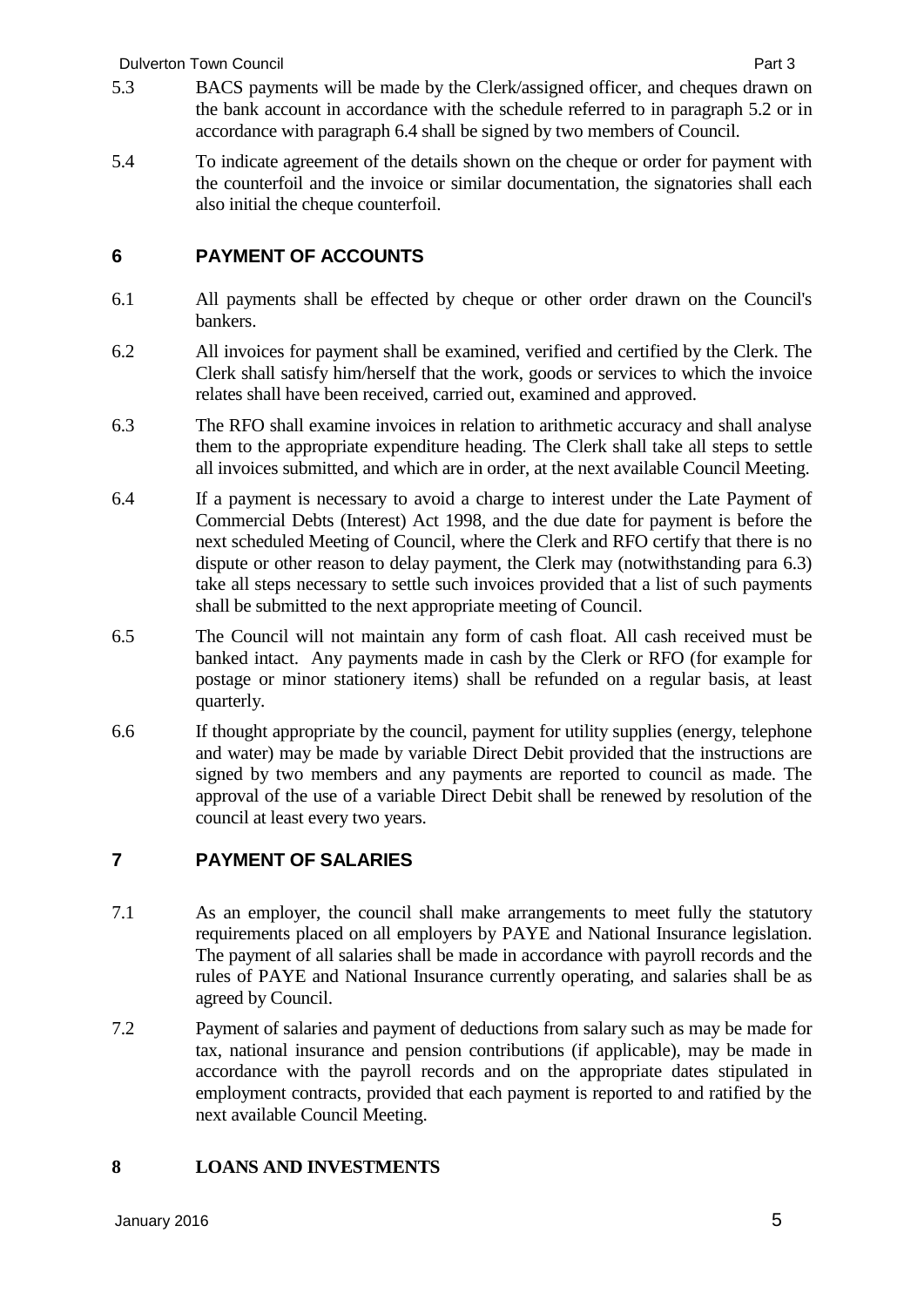5.3 BACS payments will be made by the Clerk/assigned officer, and cheques drawn on the bank account in accordance with the schedule referred to in paragraph 5.2 or in accordance with paragraph 6.4 shall be signed by two members of Council.

5.4 To indicate agreement of the details shown on the cheque or order for payment with the counterfoil and the invoice or similar documentation, the signatories shall each also initial the cheque counterfoil.

## 6 PAYMENT OF ACCOUNTS

6.1 All payments shall be effected by cheque or other order drawn on the Council's bankers.

6.2 All invoices for payment shall be examined, verified and certified by the Clerk. The Clerk shall satisfy him/herself that the work, goods or services to which the invoice relates shall have been received, carried out, examined and approved.

6.3 The RFO shall examine invoices in relation to arithmetic accuracy and shall analyse them to the appropriate expenditure heading. The Clerk shall take all steps to settle all invoices submitted, and which are in order, at the next available Council Meeting.

6.4 If a payment is necessary to avoid a charge to interest under the Late Payment of Commercial Debts (Interest) Act 1998, and the due date for payment is before the next scheduled Meeting of Council, where the Clerk and RFO certify that there is no dispute or other reason to delay payment, the Clerk may (notwithstanding para 6.3) take all steps necessary to settle such invoices provided that a list of such payments shall be submitted to the next appropriate meeting of Council.

6.5 The Council will not maintain any form of cash float. All cash received must be banked intact. Any payments made in cash by the Clerk or RFO (for example for postage or minor stationery items) shall be refunded on a regular basis, at least quarterly.

6.6 If thought appropriate by the council, payment for utility supplies (energy, telephone and water) may be made by variable Direct Debit provided that the instructions are signed by two members and any payments are reported to council as made. The approval of the use of a variable Direct Debit shall be renewed by resolution of the council at least every two years.

## 7 PAYMENT OF SALARIES

7.1 As an employer, the council shall make arrangements to meet fully the statutory requirements placed on all employers by PAYE and National Insurance legislation. The payment of all salaries shall be made in accordance with payroll records and the rules of PAYE and National Insurance currently operating, and salaries shall be as agreed by Council.

7.2 Payment of salaries and payment of deductions from salary such as may be made for tax, national insurance and pension contributions (if applicable), may be made in accordance with the payroll records and on the appropriate dates stipulated in employment contracts, provided that each payment is reported to and ratified by the next available Council Meeting.

## 8 LOANS AND INVESTMENTS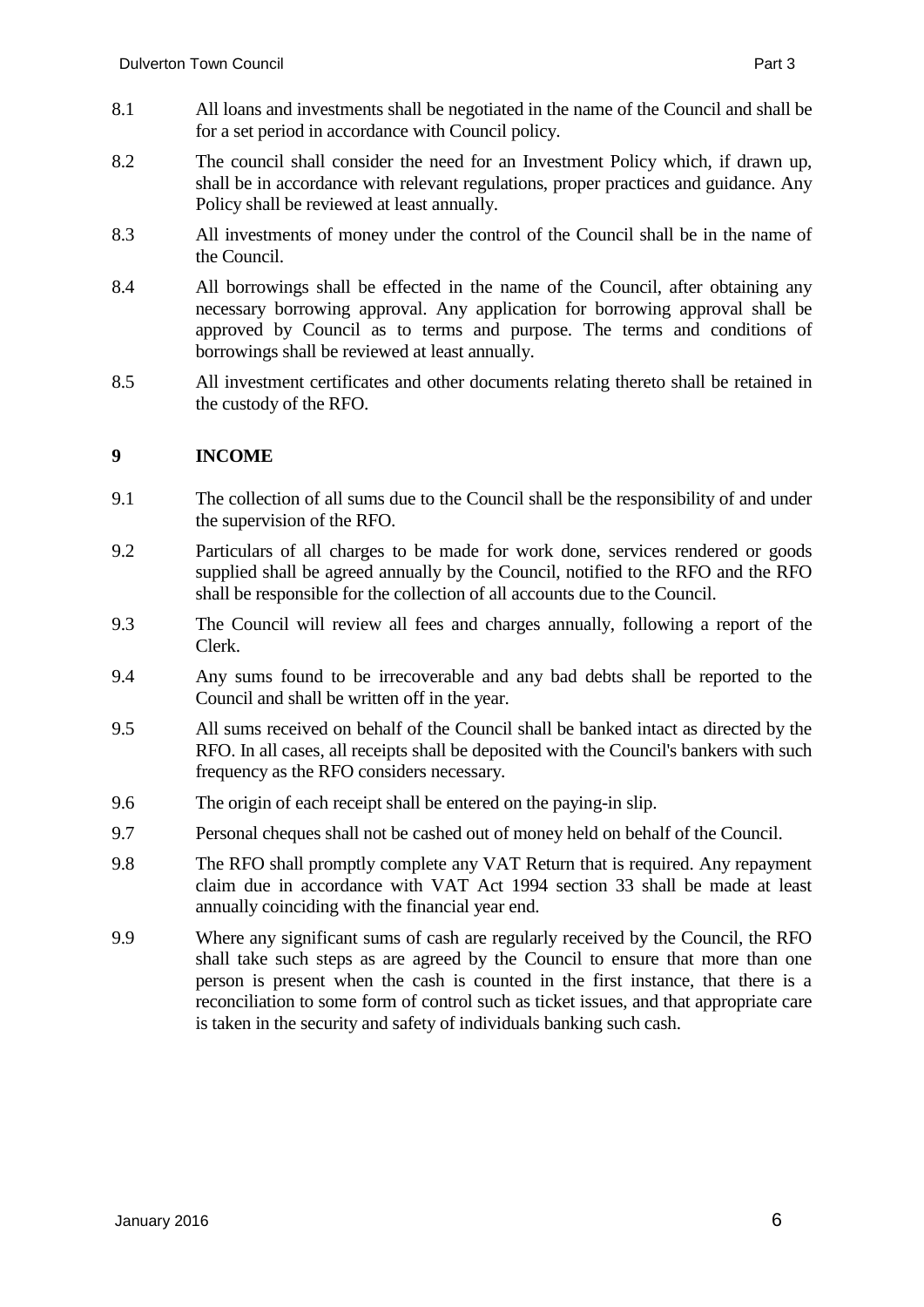8.1 All loans and investments shall be negotiated in the name of the Council and shall be for a set period in accordance with Council policy.

8.2 The council shall consider the need for an Investment Policy which, if drawn up, shall be in accordance with relevant regulations, proper practices and guidance. Any Policy shall be reviewed at least annually.

8.3 All investments of money under the control of the Council shall be in the name of the Council.

8.4 All borrowings shall be effected in the name of the Council, after obtaining any necessary borrowing approval. Any application for borrowing approval shall be approved by Council as to terms and purpose. The terms and conditions of borrowings shall be reviewed at least annually.

8.5 All investment certificates and other documents relating thereto shall be retained in the custody of the RFO.

## 9 INCOME

9.1 The collection of all sums due to the Council shall be the responsibility of and under the supervision of the RFO.

9.2 Particulars of all charges to be made for work done, services rendered or goods supplied shall be agreed annually by the Council, notified to the RFO and the RFO shall be responsible for the collection of all accounts due to the Council.

9.3 The Council will review all fees and charges annually, following a report of the Clerk.

9.4 Any sums found to be irrecoverable and any bad debts shall be reported to the Council and shall be written off in the year.

9.5 All sums received on behalf of the Council shall be banked intact as directed by the RFO. In all cases, all receipts shall be deposited with the Council's bankers with such frequency as the RFO considers necessary.

9.6 The origin of each receipt shall be entered on the paying-in slip.

9.7 Personal cheques shall not be cashed out of money held on behalf of the Council.

9.8 The RFO shall promptly complete any VAT Return that is required. Any repayment claim due in accordance with VAT Act 1994 section 33 shall be made at least annually coinciding with the financial year end.

9.9 Where any significant sums of cash are regularly received by the Council, the RFO shall take such steps as are agreed by the Council to ensure that more than one person is present when the cash is counted in the first instance, that there is a reconciliation to some form of control such as ticket issues, and that appropriate care is taken in the security and safety of individuals banking such cash.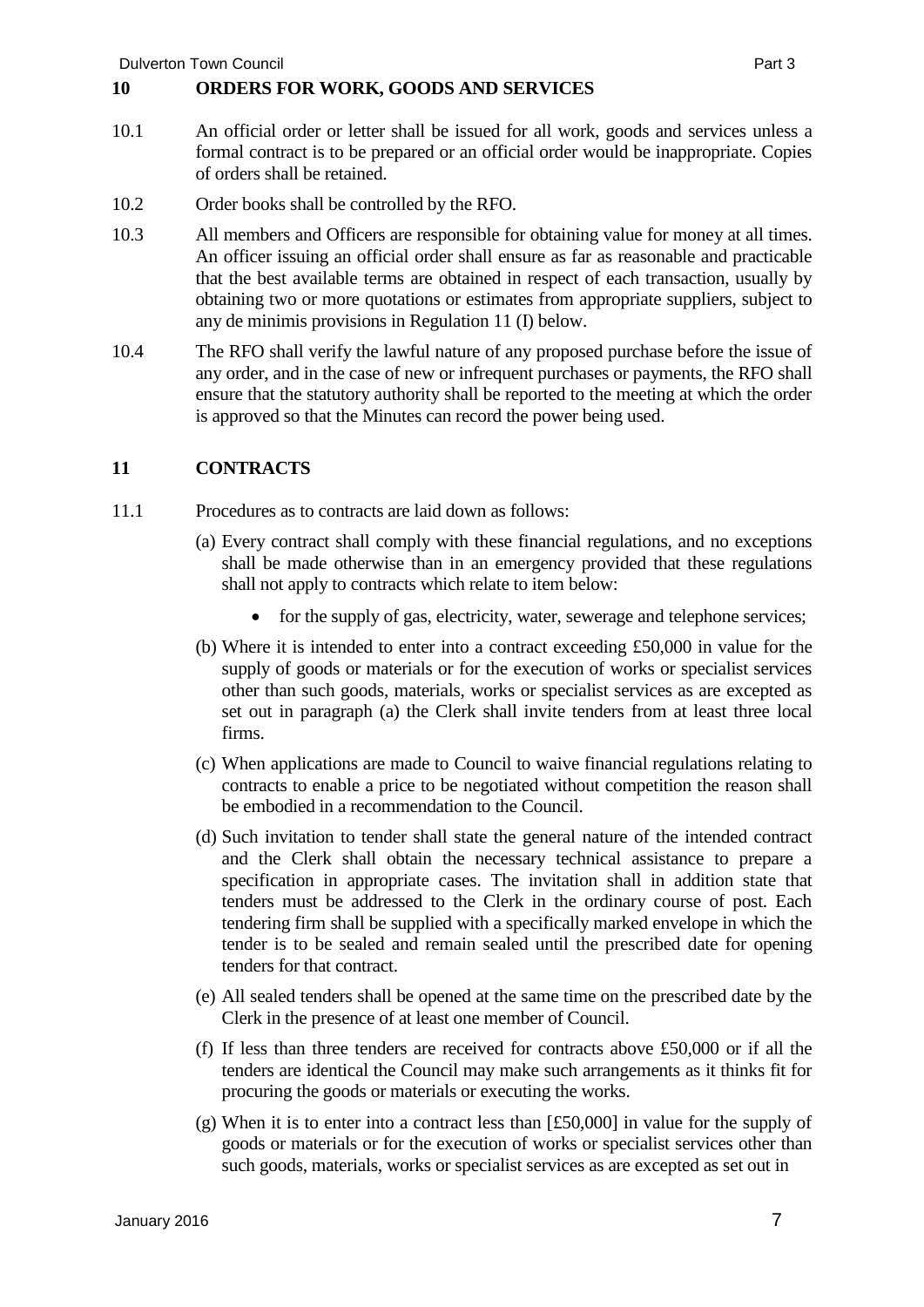## 10 ORDERS FOR WORK, GOODS AND SERVICES

10.1 An official order or letter shall be issued for all work, goods and services unless a formal contract is to be prepared or an official order would be inappropriate. Copies of orders shall be retained.

10.2 Order books shall be controlled by the RFO.

10.3 All members and Officers are responsible for obtaining value for money at all times. An officer issuing an official order shall ensure as far as reasonable and practicable that the best available terms are obtained in respect of each transaction, usually by obtaining two or more quotations or estimates from appropriate suppliers, subject to any de minimis provisions in Regulation 11 (I) below.

10.4 The RFO shall verify the lawful nature of any proposed purchase before the issue of any order, and in the case of new or infrequent purchases or payments, the RFO shall ensure that the statutory authority shall be reported to the meeting at which the order is approved so that the Minutes can record the power being used.

## 11 CONTRACTS

11.1 Procedures as to contracts are laid down as follows:

(a) Every contract shall comply with these financial regulations, and no exceptions shall be made otherwise than in an emergency provided that these regulations shall not apply to contracts which relate to item below:

- for the supply of gas, electricity, water, sewerage and telephone services;

(b) Where it is intended to enter into a contract exceeding £50,000 in value for the supply of goods or materials or for the execution of works or specialist services other than such goods, materials, works or specialist services as are excepted as set out in paragraph (a) the Clerk shall invite tenders from at least three local firms.

(c) When applications are made to Council to waive financial regulations relating to contracts to enable a price to be negotiated without competition the reason shall be embodied in a recommendation to the Council.

(d) Such invitation to tender shall state the general nature of the intended contract and the Clerk shall obtain the necessary technical assistance to prepare a specification in appropriate cases. The invitation shall in addition state that tenders must be addressed to the Clerk in the ordinary course of post. Each tendering firm shall be supplied with a specifically marked envelope in which the tender is to be sealed and remain sealed until the prescribed date for opening tenders for that contract.

(e) All sealed tenders shall be opened at the same time on the prescribed date by the Clerk in the presence of at least one member of Council.

(f) If less than three tenders are received for contracts above £50,000 or if all the tenders are identical the Council may make such arrangements as it thinks fit for procuring the goods or materials or executing the works.

(g) When it is to enter into a contract less than [£50,000] in value for the supply of goods or materials or for the execution of works or specialist services other than such goods, materials, works or specialist services as are excepted as set out in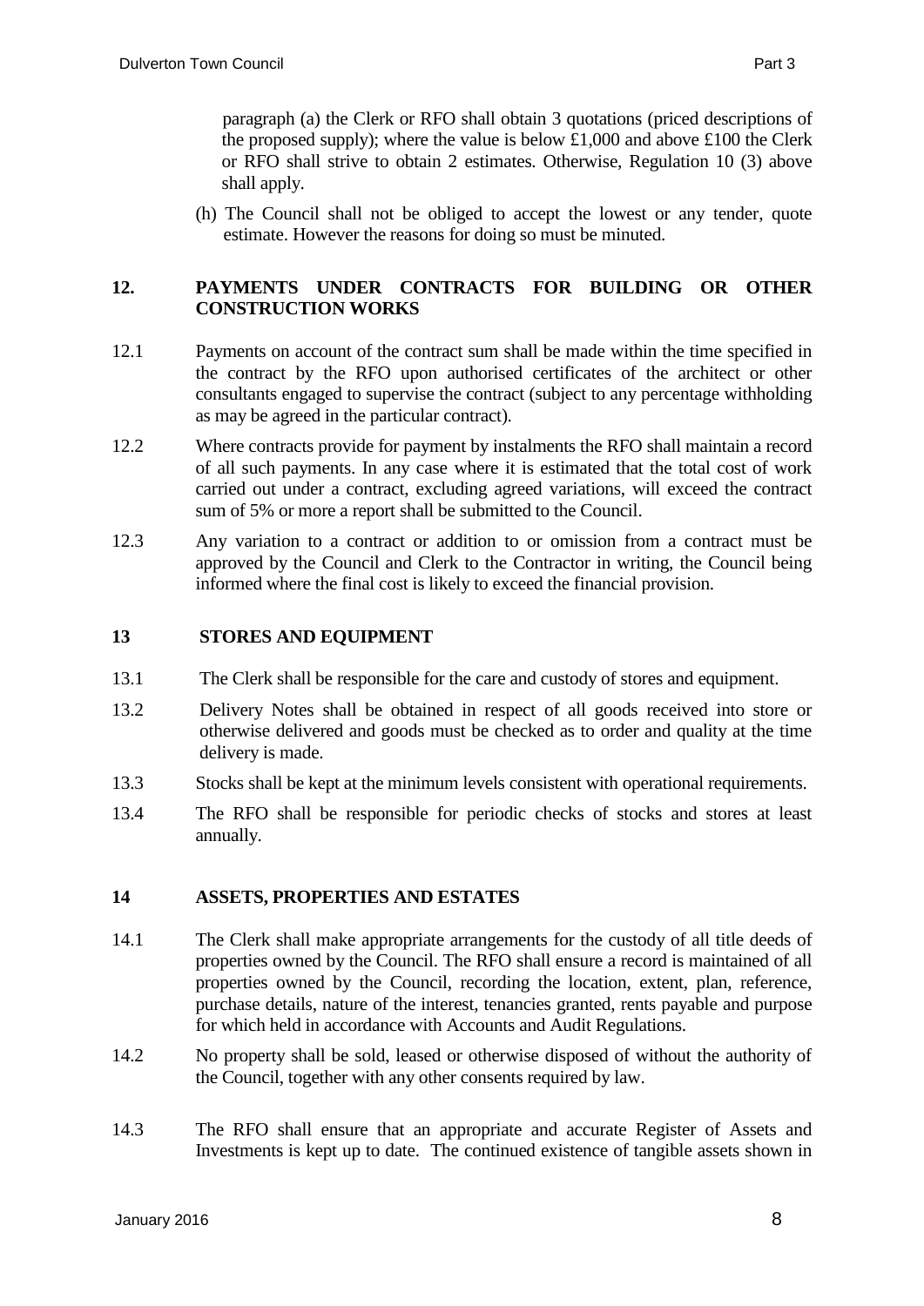paragraph (a) the Clerk or RFO shall obtain 3 quotations (priced descriptions of the proposed supply); where the value is below £1,000 and above £100 the Clerk or RFO shall strive to obtain 2 estimates. Otherwise, Regulation 10 (3) above shall apply.

(h) The Council shall not be obliged to accept the lowest or any tender, quote estimate. However the reasons for doing so must be minuted.

## 12. PAYMENTS UNDER CONTRACTS FOR BUILDING OR OTHER CONSTRUCTION WORKS

12.1 Payments on account of the contract sum shall be made within the time specified in the contract by the RFO upon authorised certificates of the architect or other consultants engaged to supervise the contract (subject to any percentage withholding as may be agreed in the particular contract).

12.2 Where contracts provide for payment by instalments the RFO shall maintain a record of all such payments. In any case where it is estimated that the total cost of work carried out under a contract, excluding agreed variations, will exceed the contract sum of 5% or more a report shall be submitted to the Council.

12.3 Any variation to a contract or addition to or omission from a contract must be approved by the Council and Clerk to the Contractor in writing, the Council being informed where the final cost is likely to exceed the financial provision.

## 13 STORES AND EQUIPMENT

13.1 The Clerk shall be responsible for the care and custody of stores and equipment.

13.2 Delivery Notes shall be obtained in respect of all goods received into store or otherwise delivered and goods must be checked as to order and quality at the time delivery is made.

13.3 Stocks shall be kept at the minimum levels consistent with operational requirements.

13.4 The RFO shall be responsible for periodic checks of stocks and stores at least annually.

## 14 ASSETS, PROPERTIES AND ESTATES

14.1 The Clerk shall make appropriate arrangements for the custody of all title deeds of properties owned by the Council. The RFO shall ensure a record is maintained of all properties owned by the Council, recording the location, extent, plan, reference, purchase details, nature of the interest, tenancies granted, rents payable and purpose for which held in accordance with Accounts and Audit Regulations.

14.2 No property shall be sold, leased or otherwise disposed of without the authority of the Council, together with any other consents required by law.

14.3 The RFO shall ensure that an appropriate and accurate Register of Assets and Investments is kept up to date. The continued existence of tangible assets shown in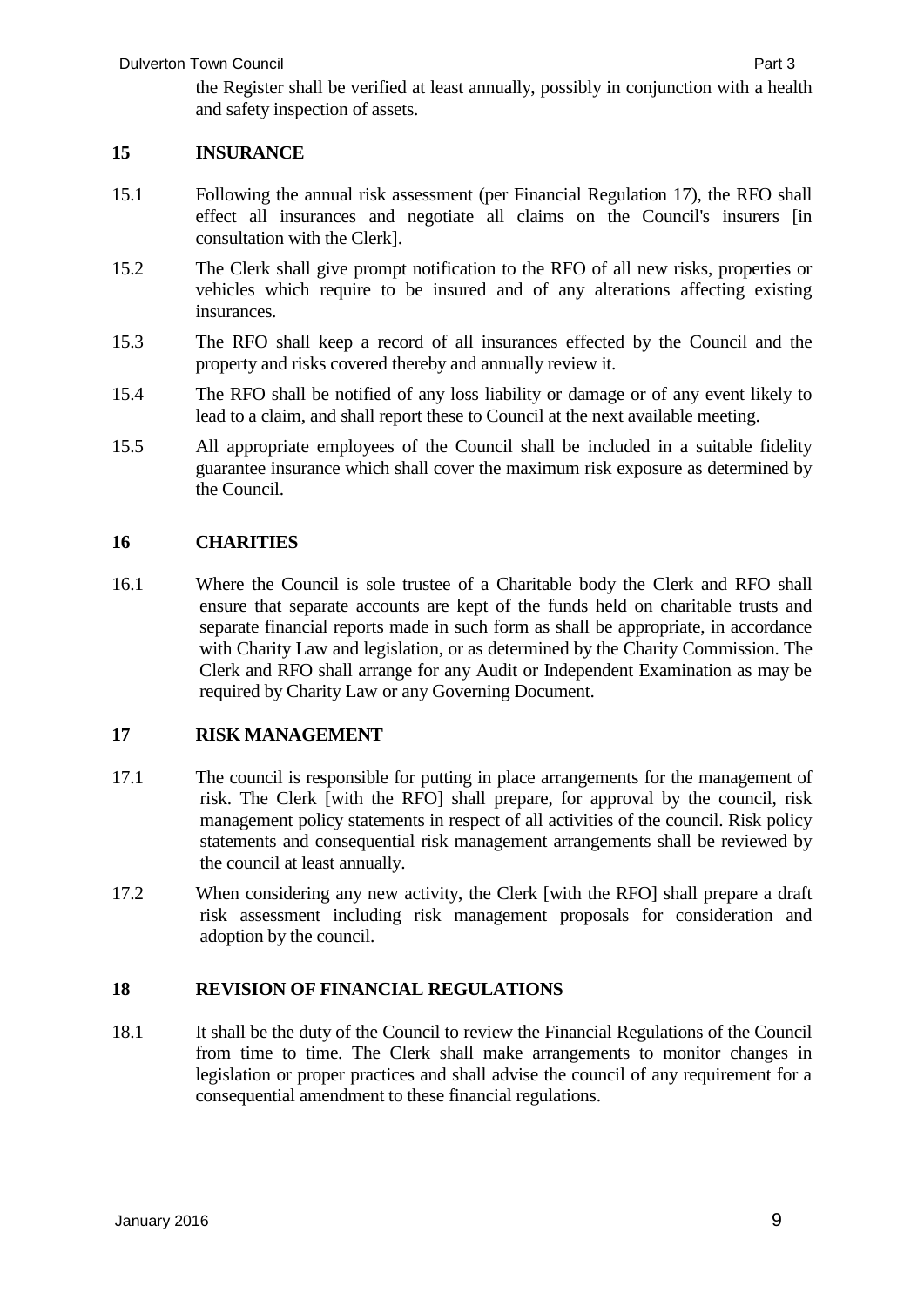the Register shall be verified at least annually, possibly in conjunction with a health and safety inspection of assets.

## 15 INSURANCE

15.1 Following the annual risk assessment (per Financial Regulation 17), the RFO shall effect all insurances and negotiate all claims on the Council's insurers [in consultation with the Clerk].

15.2 The Clerk shall give prompt notification to the RFO of all new risks, properties or vehicles which require to be insured and of any alterations affecting existing insurances.

15.3 The RFO shall keep a record of all insurances effected by the Council and the property and risks covered thereby and annually review it.

15.4 The RFO shall be notified of any loss liability or damage or of any event likely to lead to a claim, and shall report these to Council at the next available meeting.

15.5 All appropriate employees of the Council shall be included in a suitable fidelity guarantee insurance which shall cover the maximum risk exposure as determined by the Council.

## 16 CHARITIES

16.1 Where the Council is sole trustee of a Charitable body the Clerk and RFO shall ensure that separate accounts are kept of the funds held on charitable trusts and separate financial reports made in such form as shall be appropriate, in accordance with Charity Law and legislation, or as determined by the Charity Commission. The Clerk and RFO shall arrange for any Audit or Independent Examination as may be required by Charity Law or any Governing Document.

## 17 RISK MANAGEMENT

17.1 The council is responsible for putting in place arrangements for the management of risk. The Clerk [with the RFO] shall prepare, for approval by the council, risk management policy statements in respect of all activities of the council. Risk policy statements and consequential risk management arrangements shall be reviewed by the council at least annually.

17.2 When considering any new activity, the Clerk [with the RFO] shall prepare a draft risk assessment including risk management proposals for consideration and adoption by the council.

## 18 REVISION OF FINANCIAL REGULATIONS

18.1 It shall be the duty of the Council to review the Financial Regulations of the Council from time to time. The Clerk shall make arrangements to monitor changes in legislation or proper practices and shall advise the council of any requirement for a consequential amendment to these financial regulations.